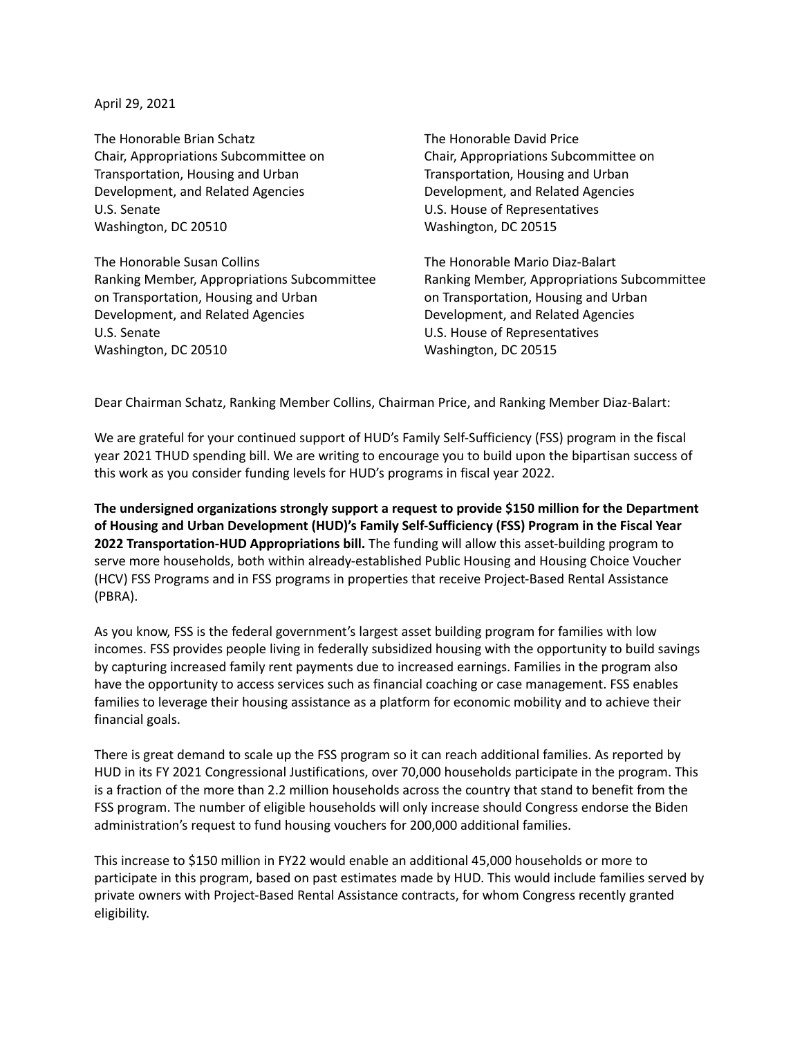April 29, 2021

The Honorable Brian Schatz
Chair, Appropriations Subcommittee on Transportation, Housing and Urban Development, and Related Agencies
U.S. Senate
Washington, DC 20510

The Honorable David Price
Chair, Appropriations Subcommittee on Transportation, Housing and Urban Development, and Related Agencies
U.S. House of Representatives
Washington, DC 20515

The Honorable Susan Collins
Ranking Member, Appropriations Subcommittee on Transportation, Housing and Urban Development, and Related Agencies
U.S. Senate
Washington, DC 20510

The Honorable Mario Diaz-Balart
Ranking Member, Appropriations Subcommittee on Transportation, Housing and Urban Development, and Related Agencies
U.S. House of Representatives
Washington, DC 20515

Dear Chairman Schatz, Ranking Member Collins, Chairman Price, and Ranking Member Diaz-Balart:

We are grateful for your continued support of HUD's Family Self-Sufficiency (FSS) program in the fiscal year 2021 THUD spending bill. We are writing to encourage you to build upon the bipartisan success of this work as you consider funding levels for HUD's programs in fiscal year 2022.

**The undersigned organizations strongly support a request to provide $150 million for the Department of Housing and Urban Development (HUD)'s Family Self-Sufficiency (FSS) Program in the Fiscal Year 2022 Transportation-HUD Appropriations bill.** The funding will allow this asset-building program to serve more households, both within already-established Public Housing and Housing Choice Voucher (HCV) FSS Programs and in FSS programs in properties that receive Project-Based Rental Assistance (PBRA).

As you know, FSS is the federal government's largest asset building program for families with low incomes. FSS provides people living in federally subsidized housing with the opportunity to build savings by capturing increased family rent payments due to increased earnings. Families in the program also have the opportunity to access services such as financial coaching or case management. FSS enables families to leverage their housing assistance as a platform for economic mobility and to achieve their financial goals.

There is great demand to scale up the FSS program so it can reach additional families. As reported by HUD in its FY 2021 Congressional Justifications, over 70,000 households participate in the program. This is a fraction of the more than 2.2 million households across the country that stand to benefit from the FSS program. The number of eligible households will only increase should Congress endorse the Biden administration's request to fund housing vouchers for 200,000 additional families.

This increase to $150 million in FY22 would enable an additional 45,000 households or more to participate in this program, based on past estimates made by HUD. This would include families served by private owners with Project-Based Rental Assistance contracts, for whom Congress recently granted eligibility.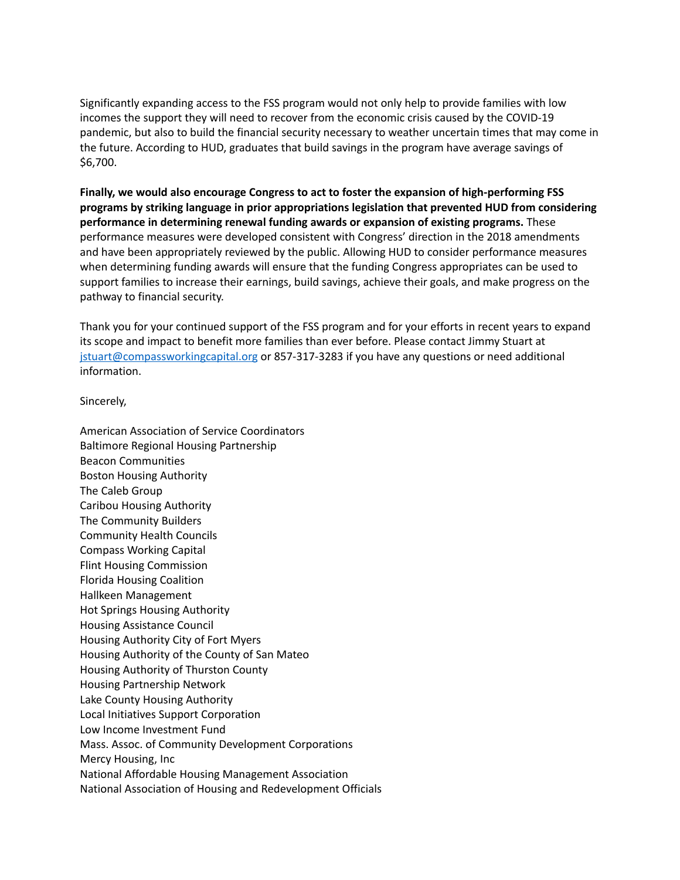Significantly expanding access to the FSS program would not only help to provide families with low incomes the support they will need to recover from the economic crisis caused by the COVID-19 pandemic, but also to build the financial security necessary to weather uncertain times that may come in the future. According to HUD, graduates that build savings in the program have average savings of $6,700.

**Finally, we would also encourage Congress to act to foster the expansion of high-performing FSS programs by striking language in prior appropriations legislation that prevented HUD from considering performance in determining renewal funding awards or expansion of existing programs.** These performance measures were developed consistent with Congress' direction in the 2018 amendments and have been appropriately reviewed by the public. Allowing HUD to consider performance measures when determining funding awards will ensure that the funding Congress appropriates can be used to support families to increase their earnings, build savings, achieve their goals, and make progress on the pathway to financial security.

Thank you for your continued support of the FSS program and for your efforts in recent years to expand its scope and impact to benefit more families than ever before. Please contact Jimmy Stuart at [jstuart@compassworkingcapital.org](mailto:jstuart@compassworkingcapital.org) or 857-317-3283 if you have any questions or need additional information.

Sincerely,

American Association of Service Coordinators
Baltimore Regional Housing Partnership
Beacon Communities
Boston Housing Authority
The Caleb Group
Caribou Housing Authority
The Community Builders
Community Health Councils
Compass Working Capital
Flint Housing Commission
Florida Housing Coalition
Hallkeen Management
Hot Springs Housing Authority
Housing Assistance Council
Housing Authority City of Fort Myers
Housing Authority of the County of San Mateo
Housing Authority of Thurston County
Housing Partnership Network
Lake County Housing Authority
Local Initiatives Support Corporation
Low Income Investment Fund
Mass. Assoc. of Community Development Corporations
Mercy Housing, Inc
National Affordable Housing Management Association
National Association of Housing and Redevelopment Officials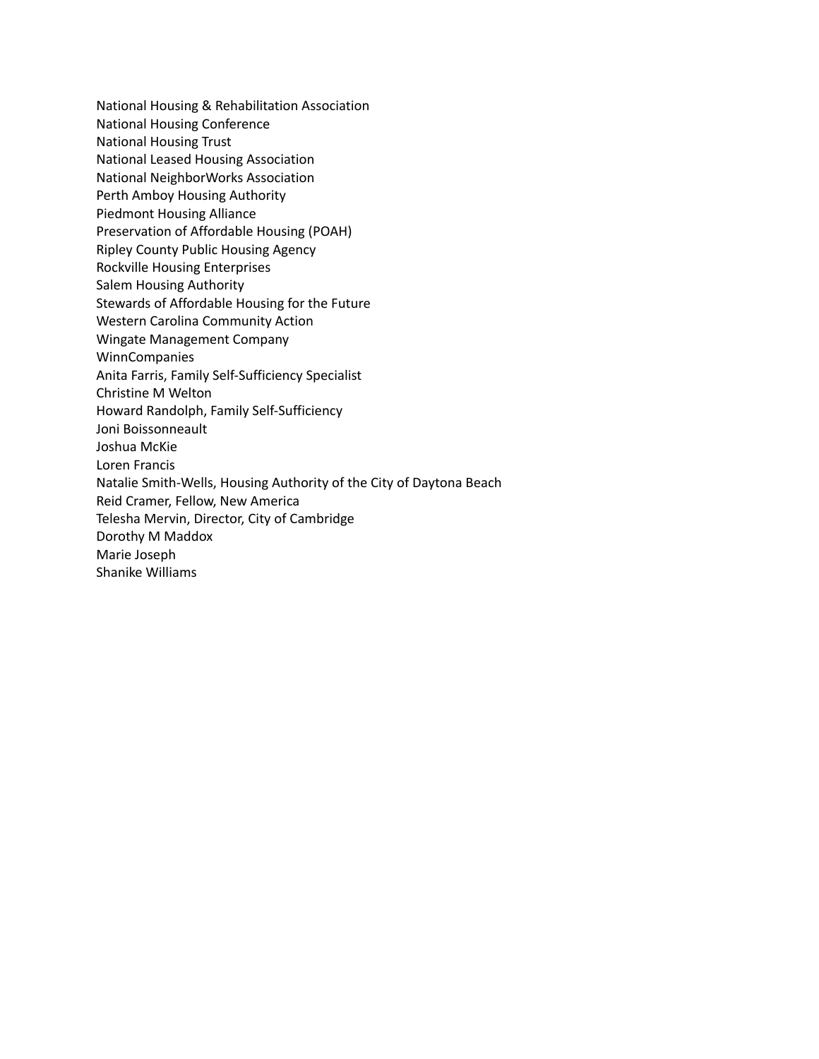National Housing & Rehabilitation Association
National Housing Conference
National Housing Trust
National Leased Housing Association
National NeighborWorks Association
Perth Amboy Housing Authority
Piedmont Housing Alliance
Preservation of Affordable Housing (POAH)
Ripley County Public Housing Agency
Rockville Housing Enterprises
Salem Housing Authority
Stewards of Affordable Housing for the Future
Western Carolina Community Action
Wingate Management Company
WinnCompanies
Anita Farris, Family Self-Sufficiency Specialist
Christine M Welton
Howard Randolph, Family Self-Sufficiency
Joni Boissonneault
Joshua McKie
Loren Francis
Natalie Smith-Wells, Housing Authority of the City of Daytona Beach
Reid Cramer, Fellow, New America
Telesha Mervin, Director, City of Cambridge
Dorothy M Maddox
Marie Joseph
Shanike Williams